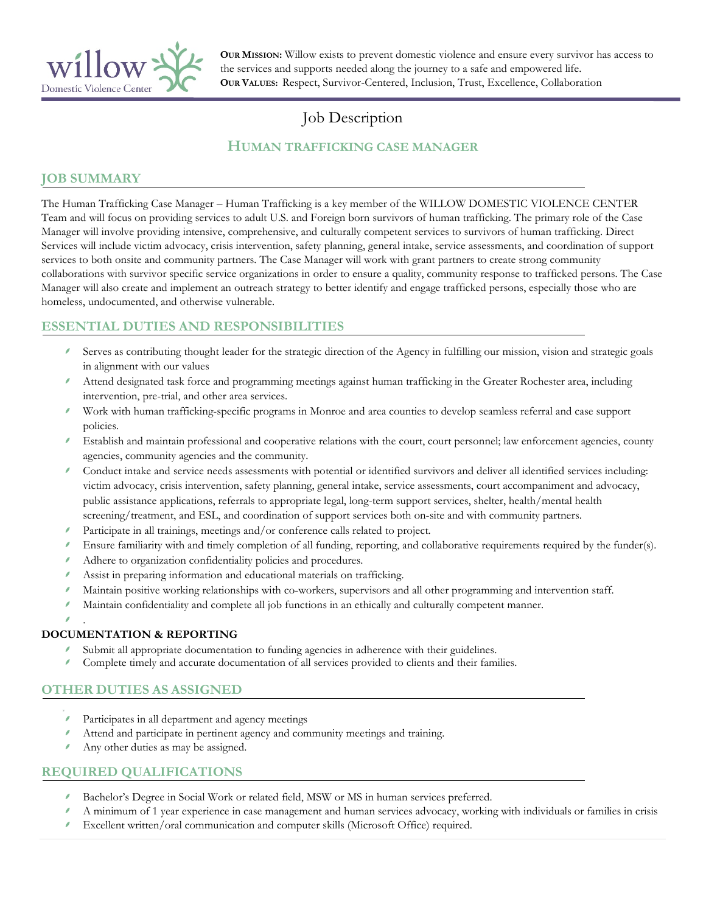willow
Domestic Violence Center

**OUR MISSION:** Willow exists to prevent domestic violence and ensure every survivor has access to the services and supports needed along the journey to a safe and empowered life.
**OUR VALUES:** Respect, Survivor-Centered, Inclusion, Trust, Excellence, Collaboration

# Job Description

## HUMAN TRAFFICKING CASE MANAGER

## JOB SUMMARY

The Human Trafficking Case Manager – Human Trafficking is a key member of the WILLOW DOMESTIC VIOLENCE CENTER Team and will focus on providing services to adult U.S. and Foreign born survivors of human trafficking. The primary role of the Case Manager will involve providing intensive, comprehensive, and culturally competent services to survivors of human trafficking. Direct Services will include victim advocacy, crisis intervention, safety planning, general intake, service assessments, and coordination of support services to both onsite and community partners. The Case Manager will work with grant partners to create strong community collaborations with survivor specific service organizations in order to ensure a quality, community response to trafficked persons. The Case Manager will also create and implement an outreach strategy to better identify and engage trafficked persons, especially those who are homeless, undocumented, and otherwise vulnerable.

## ESSENTIAL DUTIES AND RESPONSIBILITIES

- Serves as contributing thought leader for the strategic direction of the Agency in fulfilling our mission, vision and strategic goals in alignment with our values
- Attend designated task force and programming meetings against human trafficking in the Greater Rochester area, including intervention, pre-trial, and other area services.
- Work with human trafficking-specific programs in Monroe and area counties to develop seamless referral and case support policies.
- Establish and maintain professional and cooperative relations with the court, court personnel; law enforcement agencies, county agencies, community agencies and the community.
- Conduct intake and service needs assessments with potential or identified survivors and deliver all identified services including: victim advocacy, crisis intervention, safety planning, general intake, service assessments, court accompaniment and advocacy, public assistance applications, referrals to appropriate legal, long-term support services, shelter, health/mental health screening/treatment, and ESL, and coordination of support services both on-site and with community partners.
- Participate in all trainings, meetings and/or conference calls related to project.
- Ensure familiarity with and timely completion of all funding, reporting, and collaborative requirements required by the funder(s).
- Adhere to organization confidentiality policies and procedures.
- Assist in preparing information and educational materials on trafficking.
- Maintain positive working relationships with co-workers, supervisors and all other programming and intervention staff.
- Maintain confidentiality and complete all job functions in an ethically and culturally competent manner.
- .

**DOCUMENTATION & REPORTING**

- Submit all appropriate documentation to funding agencies in adherence with their guidelines.
- Complete timely and accurate documentation of all services provided to clients and their families.

## OTHER DUTIES AS ASSIGNED

- Participates in all department and agency meetings
- Attend and participate in pertinent agency and community meetings and training.
- Any other duties as may be assigned.

## REQUIRED QUALIFICATIONS

- Bachelor's Degree in Social Work or related field, MSW or MS in human services preferred.
- A minimum of 1 year experience in case management and human services advocacy, working with individuals or families in crisis
- Excellent written/oral communication and computer skills (Microsoft Office) required.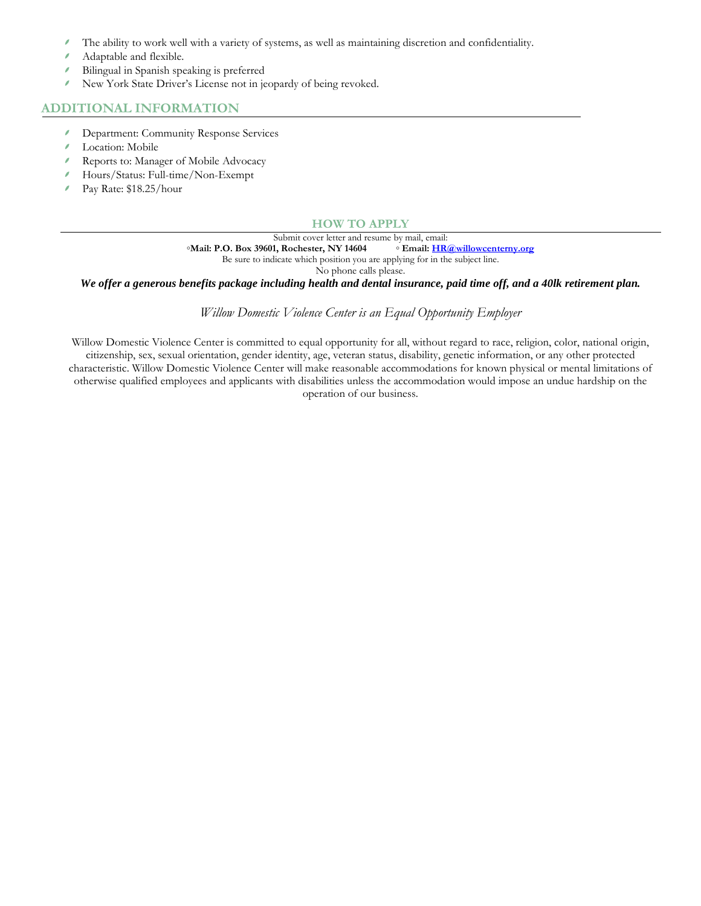- The ability to work well with a variety of systems, as well as maintaining discretion and confidentiality.
- Adaptable and flexible.
- Bilingual in Spanish speaking is preferred
- New York State Driver's License not in jeopardy of being revoked.

## ADDITIONAL INFORMATION

- Department: Community Response Services
- Location: Mobile
- Reports to: Manager of Mobile Advocacy
- Hours/Status: Full-time/Non-Exempt
- Pay Rate: $18.25/hour

## HOW TO APPLY

Submit cover letter and resume by mail, email:

◦**Mail: P.O. Box 39601, Rochester, NY 14604** ◦ **Email: HR@willowcenterny.org**

Be sure to indicate which position you are applying for in the subject line.

No phone calls please.

***We offer a generous benefits package including health and dental insurance, paid time off, and a 40lk retirement plan.***

*Willow Domestic Violence Center is an Equal Opportunity Employer*

Willow Domestic Violence Center is committed to equal opportunity for all, without regard to race, religion, color, national origin, citizenship, sex, sexual orientation, gender identity, age, veteran status, disability, genetic information, or any other protected characteristic. Willow Domestic Violence Center will make reasonable accommodations for known physical or mental limitations of otherwise qualified employees and applicants with disabilities unless the accommodation would impose an undue hardship on the operation of our business.